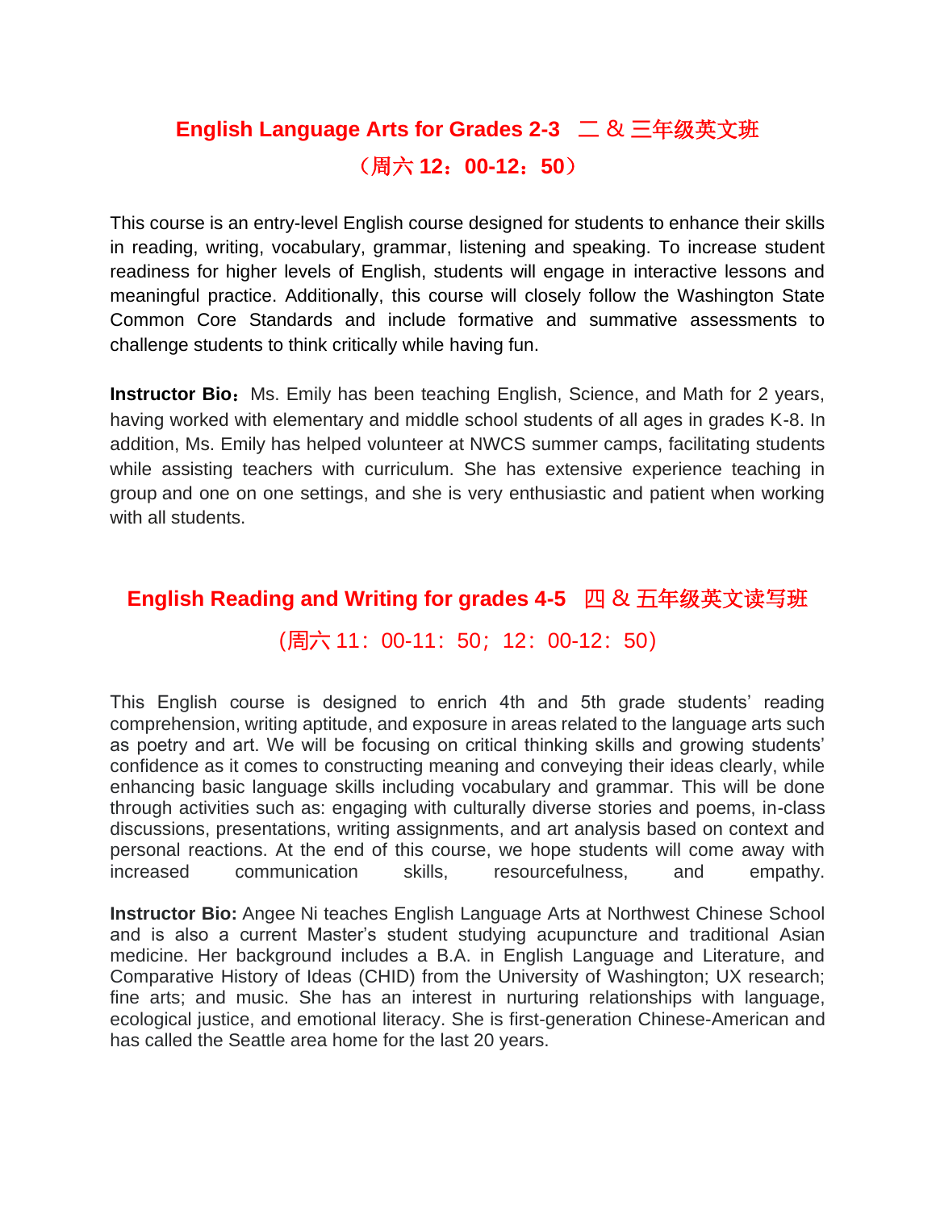## English Language Arts for Grades 2-3 二 & 三年级英文班

**（周六 12：00-12：50）**

This course is an entry-level English course designed for students to enhance their skills in reading, writing, vocabulary, grammar, listening and speaking. To increase student readiness for higher levels of English, students will engage in interactive lessons and meaningful practice. Additionally, this course will closely follow the Washington State Common Core Standards and include formative and summative assessments to challenge students to think critically while having fun.

**Instructor Bio：**Ms. Emily has been teaching English, Science, and Math for 2 years, having worked with elementary and middle school students of all ages in grades K-8. In addition, Ms. Emily has helped volunteer at NWCS summer camps, facilitating students while assisting teachers with curriculum. She has extensive experience teaching in group and one on one settings, and she is very enthusiastic and patient when working with all students.

## English Reading and Writing for grades 4-5 四 & 五年级英文读写班

(周六 11：00-11：50；12：00-12：50)

This English course is designed to enrich 4th and 5th grade students' reading comprehension, writing aptitude, and exposure in areas related to the language arts such as poetry and art. We will be focusing on critical thinking skills and growing students' confidence as it comes to constructing meaning and conveying their ideas clearly, while enhancing basic language skills including vocabulary and grammar. This will be done through activities such as: engaging with culturally diverse stories and poems, in-class discussions, presentations, writing assignments, and art analysis based on context and personal reactions. At the end of this course, we hope students will come away with increased communication skills, resourcefulness, and empathy.

**Instructor Bio:** Angee Ni teaches English Language Arts at Northwest Chinese School and is also a current Master's student studying acupuncture and traditional Asian medicine. Her background includes a B.A. in English Language and Literature, and Comparative History of Ideas (CHID) from the University of Washington; UX research; fine arts; and music. She has an interest in nurturing relationships with language, ecological justice, and emotional literacy. She is first-generation Chinese-American and has called the Seattle area home for the last 20 years.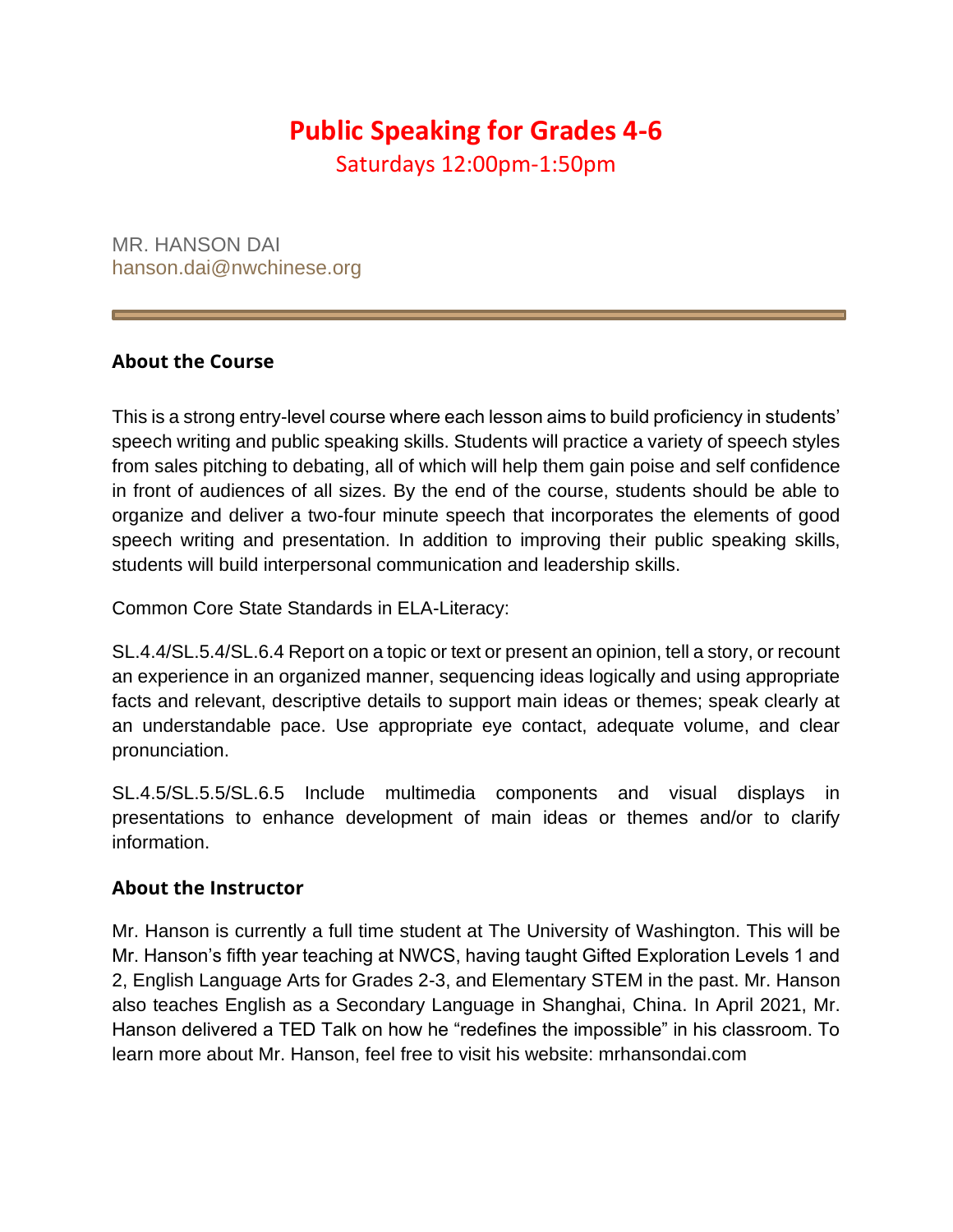# Public Speaking for Grades 4-6

Saturdays 12:00pm-1:50pm

MR. HANSON DAI
hanson.dai@nwchinese.org

---

### About the Course

This is a strong entry-level course where each lesson aims to build proficiency in students' speech writing and public speaking skills. Students will practice a variety of speech styles from sales pitching to debating, all of which will help them gain poise and self confidence in front of audiences of all sizes. By the end of the course, students should be able to organize and deliver a two-four minute speech that incorporates the elements of good speech writing and presentation. In addition to improving their public speaking skills, students will build interpersonal communication and leadership skills.

Common Core State Standards in ELA-Literacy:

SL.4.4/SL.5.4/SL.6.4 Report on a topic or text or present an opinion, tell a story, or recount an experience in an organized manner, sequencing ideas logically and using appropriate facts and relevant, descriptive details to support main ideas or themes; speak clearly at an understandable pace. Use appropriate eye contact, adequate volume, and clear pronunciation.

SL.4.5/SL.5.5/SL.6.5 Include multimedia components and visual displays in presentations to enhance development of main ideas or themes and/or to clarify information.

### About the Instructor

Mr. Hanson is currently a full time student at The University of Washington. This will be Mr. Hanson's fifth year teaching at NWCS, having taught Gifted Exploration Levels 1 and 2, English Language Arts for Grades 2-3, and Elementary STEM in the past. Mr. Hanson also teaches English as a Secondary Language in Shanghai, China. In April 2021, Mr. Hanson delivered a TED Talk on how he "redefines the impossible" in his classroom. To learn more about Mr. Hanson, feel free to visit his website: mrhansondai.com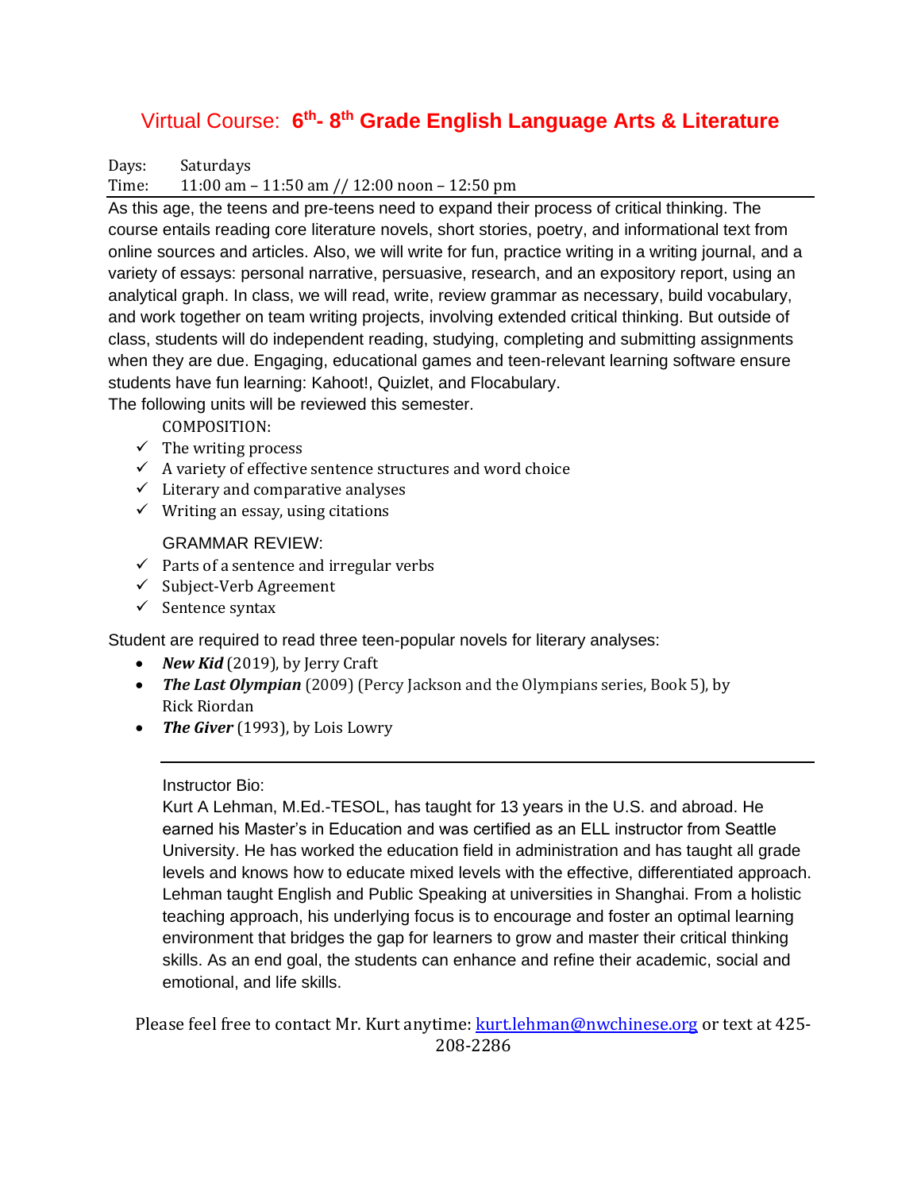# Virtual Course: 6th- 8th Grade English Language Arts & Literature

Days: Saturdays
Time: 11:00 am – 11:50 am // 12:00 noon – 12:50 pm

As this age, the teens and pre-teens need to expand their process of critical thinking. The course entails reading core literature novels, short stories, poetry, and informational text from online sources and articles. Also, we will write for fun, practice writing in a writing journal, and a variety of essays: personal narrative, persuasive, research, and an expository report, using an analytical graph. In class, we will read, write, review grammar as necessary, build vocabulary, and work together on team writing projects, involving extended critical thinking. But outside of class, students will do independent reading, studying, completing and submitting assignments when they are due. Engaging, educational games and teen-relevant learning software ensure students have fun learning: Kahoot!, Quizlet, and Flocabulary.

The following units will be reviewed this semester.

COMPOSITION:

- ✓ The writing process
- ✓ A variety of effective sentence structures and word choice
- ✓ Literary and comparative analyses
- ✓ Writing an essay, using citations

GRAMMAR REVIEW:

- ✓ Parts of a sentence and irregular verbs
- ✓ Subject-Verb Agreement
- ✓ Sentence syntax

Student are required to read three teen-popular novels for literary analyses:

- ***New Kid*** (2019), by Jerry Craft
- ***The Last Olympian*** (2009) (Percy Jackson and the Olympians series, Book 5), by Rick Riordan
- ***The Giver*** (1993), by Lois Lowry

---

Instructor Bio:

Kurt A Lehman, M.Ed.-TESOL, has taught for 13 years in the U.S. and abroad. He earned his Master's in Education and was certified as an ELL instructor from Seattle University. He has worked the education field in administration and has taught all grade levels and knows how to educate mixed levels with the effective, differentiated approach. Lehman taught English and Public Speaking at universities in Shanghai. From a holistic teaching approach, his underlying focus is to encourage and foster an optimal learning environment that bridges the gap for learners to grow and master their critical thinking skills. As an end goal, the students can enhance and refine their academic, social and emotional, and life skills.

Please feel free to contact Mr. Kurt anytime: kurt.lehman@nwchinese.org or text at 425-208-2286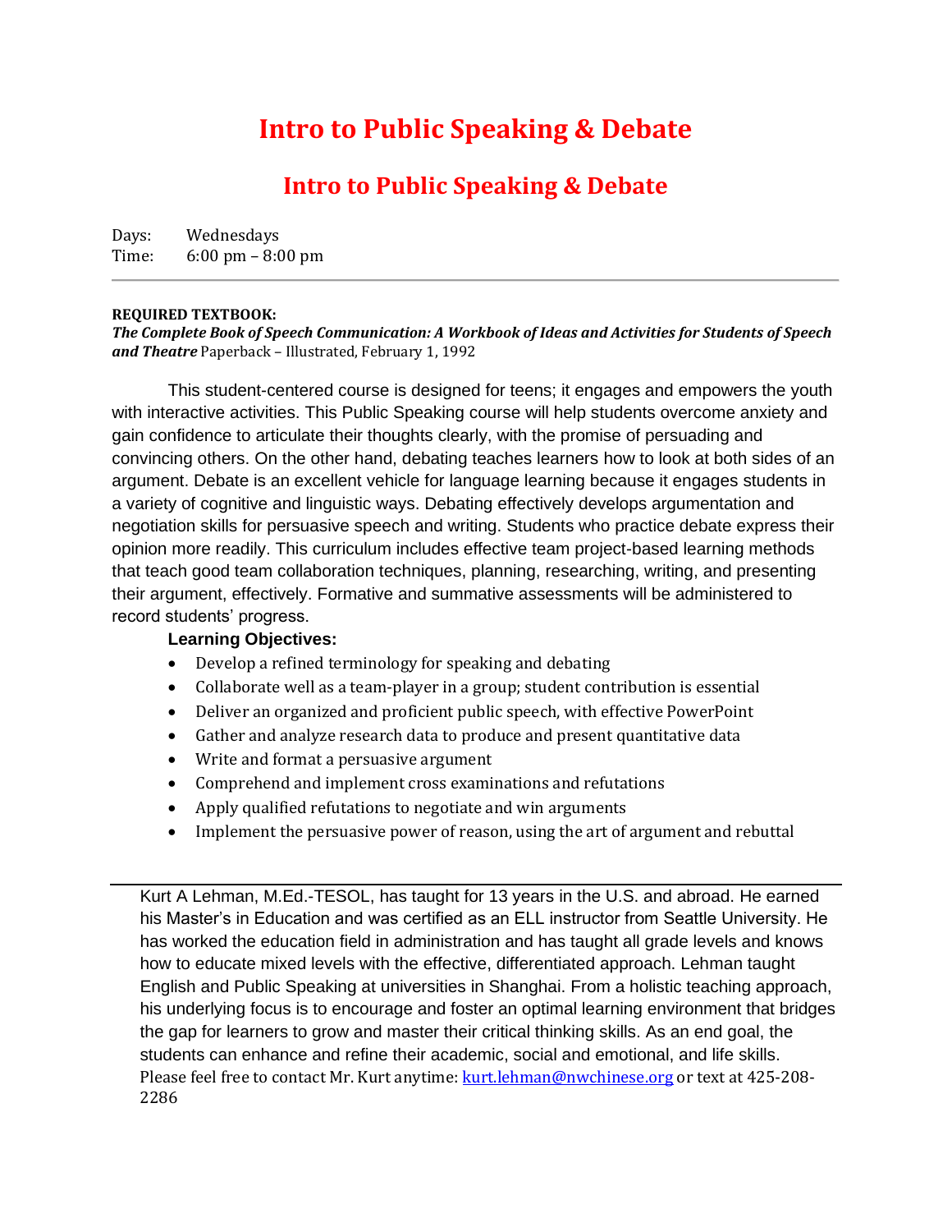# Intro to Public Speaking & Debate

## Intro to Public Speaking & Debate

Days: Wednesdays
Time: 6:00 pm – 8:00 pm

---

**REQUIRED TEXTBOOK:**
***The Complete Book of Speech Communication: A Workbook of Ideas and Activities for Students of Speech and Theatre*** Paperback – Illustrated, February 1, 1992

This student-centered course is designed for teens; it engages and empowers the youth with interactive activities. This Public Speaking course will help students overcome anxiety and gain confidence to articulate their thoughts clearly, with the promise of persuading and convincing others. On the other hand, debating teaches learners how to look at both sides of an argument. Debate is an excellent vehicle for language learning because it engages students in a variety of cognitive and linguistic ways. Debating effectively develops argumentation and negotiation skills for persuasive speech and writing. Students who practice debate express their opinion more readily. This curriculum includes effective team project-based learning methods that teach good team collaboration techniques, planning, researching, writing, and presenting their argument, effectively. Formative and summative assessments will be administered to record students' progress.

**Learning Objectives:**

- Develop a refined terminology for speaking and debating
- Collaborate well as a team-player in a group; student contribution is essential
- Deliver an organized and proficient public speech, with effective PowerPoint
- Gather and analyze research data to produce and present quantitative data
- Write and format a persuasive argument
- Comprehend and implement cross examinations and refutations
- Apply qualified refutations to negotiate and win arguments
- Implement the persuasive power of reason, using the art of argument and rebuttal

---

Kurt A Lehman, M.Ed.-TESOL, has taught for 13 years in the U.S. and abroad. He earned his Master's in Education and was certified as an ELL instructor from Seattle University. He has worked the education field in administration and has taught all grade levels and knows how to educate mixed levels with the effective, differentiated approach. Lehman taught English and Public Speaking at universities in Shanghai. From a holistic teaching approach, his underlying focus is to encourage and foster an optimal learning environment that bridges the gap for learners to grow and master their critical thinking skills. As an end goal, the students can enhance and refine their academic, social and emotional, and life skills. Please feel free to contact Mr. Kurt anytime: kurt.lehman@nwchinese.org or text at 425-208-2286